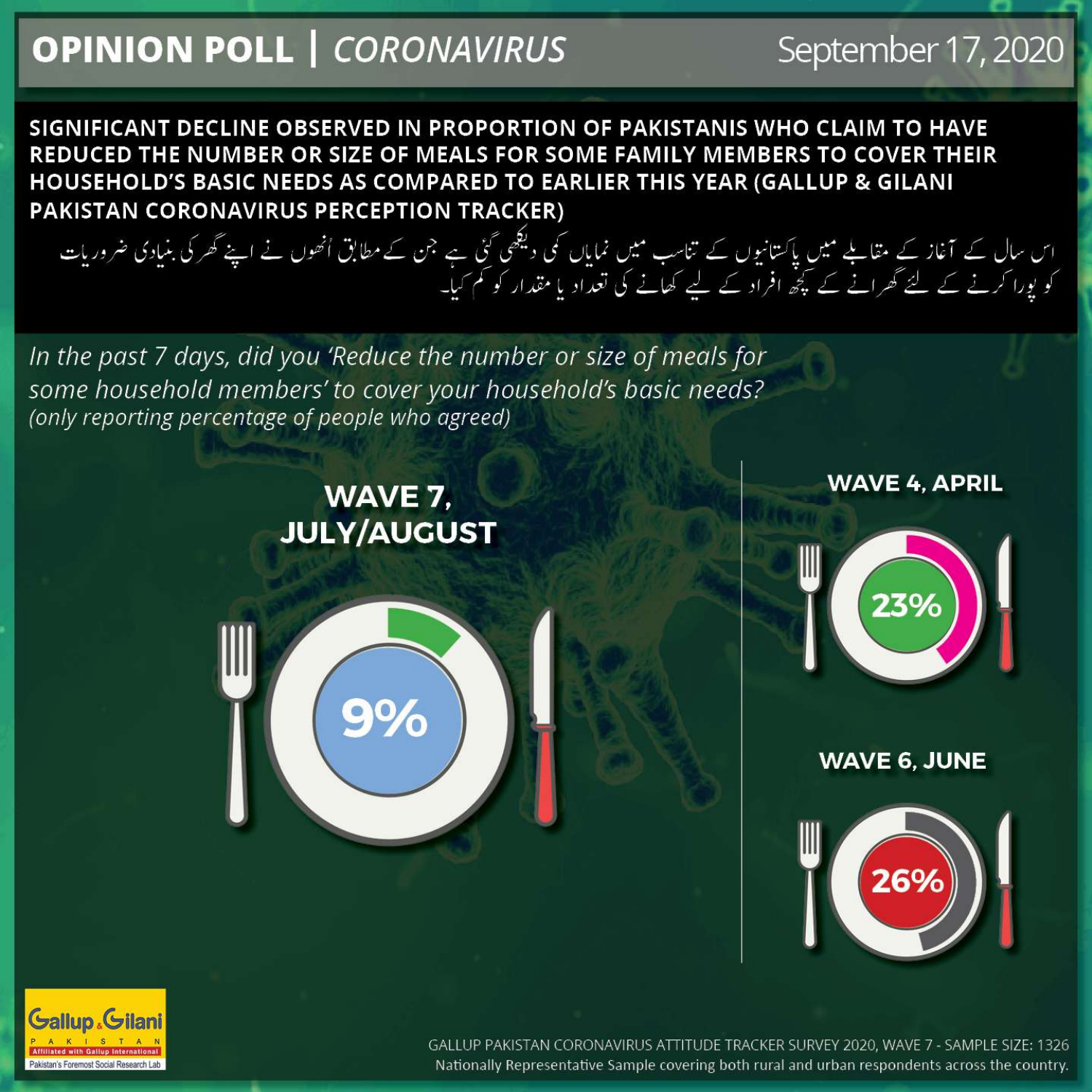# OPINION POLL | *CORONAVIRUS*

September 17, 2020

## SIGNIFICANT DECLINE OBSERVED IN PROPORTION OF PAKISTANIS WHO CLAIM TO HAVE REDUCED THE NUMBER OR SIZE OF MEALS FOR SOME FAMILY MEMBERS TO COVER THEIR HOUSEHOLD'S BASIC NEEDS AS COMPARED TO EARLIER THIS YEAR (GALLUP & GILANI PAKISTAN CORONAVIRUS PERCEPTION TRACKER)

اس سال کے آغاز کے مقابلے میں پاکستانیوں کے تناسب میں نمایاں کمی دیکھی گئی ہے جن کے مطابق اُنھوں نے اپنے گھر کی بنیادی ضروریات کو پورا کرنے کے لئے گھرانے کے کچھ افراد کے لیے کھانے کی تعداد یا مقدار کو کم کیا۔

*In the past 7 days, did you 'Reduce the number or size of meals for some household members' to cover your household's basic needs?*
*(only reporting percentage of people who agreed)*

**WAVE 7, JULY/AUGUST**

9%

**WAVE 4, APRIL**

23%

**WAVE 6, JUNE**

26%

Gallup & Gilani Pakistan — Affiliated with Gallup International — Pakistan's Foremost Social Research Lab

GALLUP PAKISTAN CORONAVIRUS ATTITUDE TRACKER SURVEY 2020, WAVE 7 - SAMPLE SIZE: 1326
Nationally Representative Sample covering both rural and urban respondents across the country.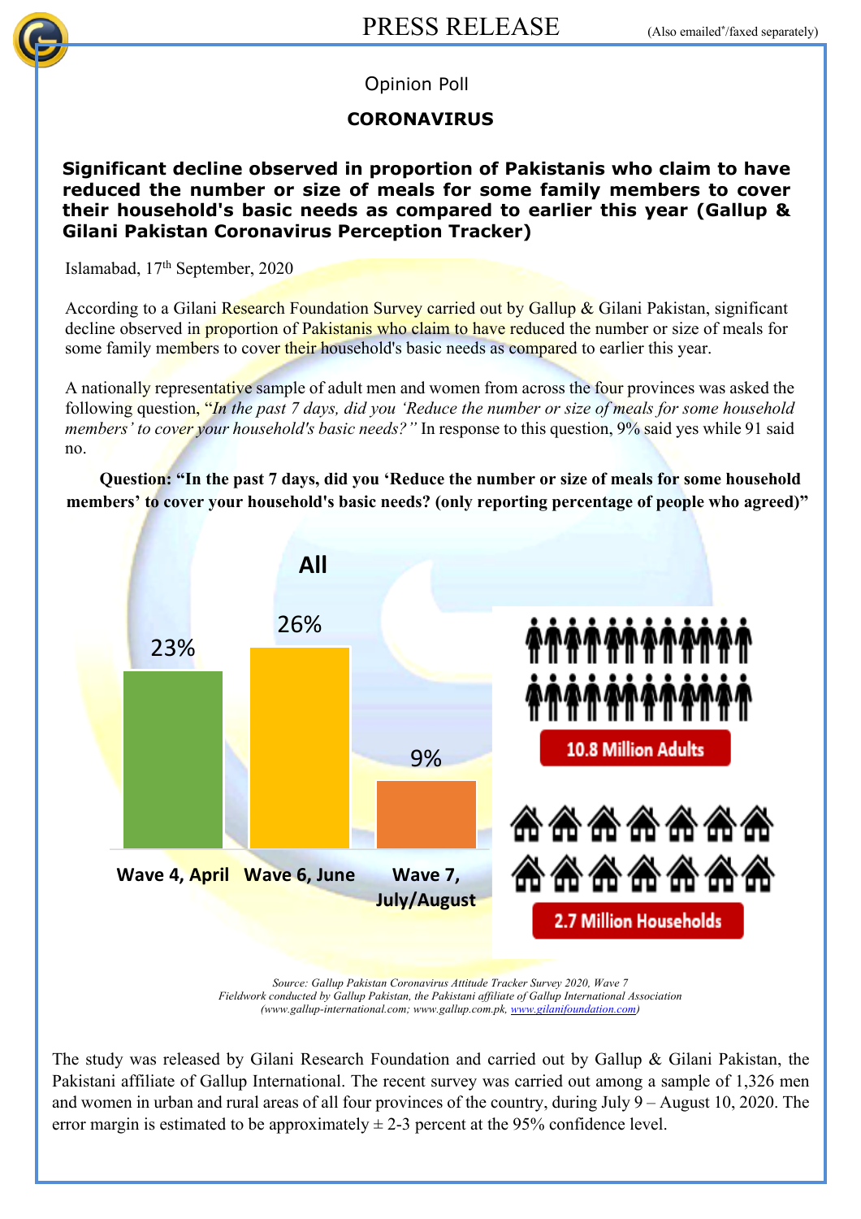PRESS RELEASE (Also emailed*/faxed separately)

Opinion Poll

**CORONAVIRUS**

## Significant decline observed in proportion of Pakistanis who claim to have reduced the number or size of meals for some family members to cover their household's basic needs as compared to earlier this year (Gallup & Gilani Pakistan Coronavirus Perception Tracker)

Islamabad, 17th September, 2020

According to a Gilani Research Foundation Survey carried out by Gallup & Gilani Pakistan, significant decline observed in proportion of Pakistanis who claim to have reduced the number or size of meals for some family members to cover their household's basic needs as compared to earlier this year.

A nationally representative sample of adult men and women from across the four provinces was asked the following question, "*In the past 7 days, did you 'Reduce the number or size of meals for some household members' to cover your household's basic needs?"* In response to this question, 9% said yes while 91 said no.

**Question: "In the past 7 days, did you 'Reduce the number or size of meals for some household members' to cover your household's basic needs? (only reporting percentage of people who agreed)"**

**All**

| Wave | % |
|---|---|
| Wave 4, April | 23% |
| Wave 6, June | 26% |
| Wave 7, July/August | 9% |

10.8 Million Adults

2.7 Million Households

*Source: Gallup Pakistan Coronavirus Attitude Tracker Survey 2020, Wave 7*
*Fieldwork conducted by Gallup Pakistan, the Pakistani affiliate of Gallup International Association*
*(www.gallup-international.com; www.gallup.com.pk, www.gilanifoundation.com)*

The study was released by Gilani Research Foundation and carried out by Gallup & Gilani Pakistan, the Pakistani affiliate of Gallup International. The recent survey was carried out among a sample of 1,326 men and women in urban and rural areas of all four provinces of the country, during July 9 – August 10, 2020. The error margin is estimated to be approximately ± 2-3 percent at the 95% confidence level.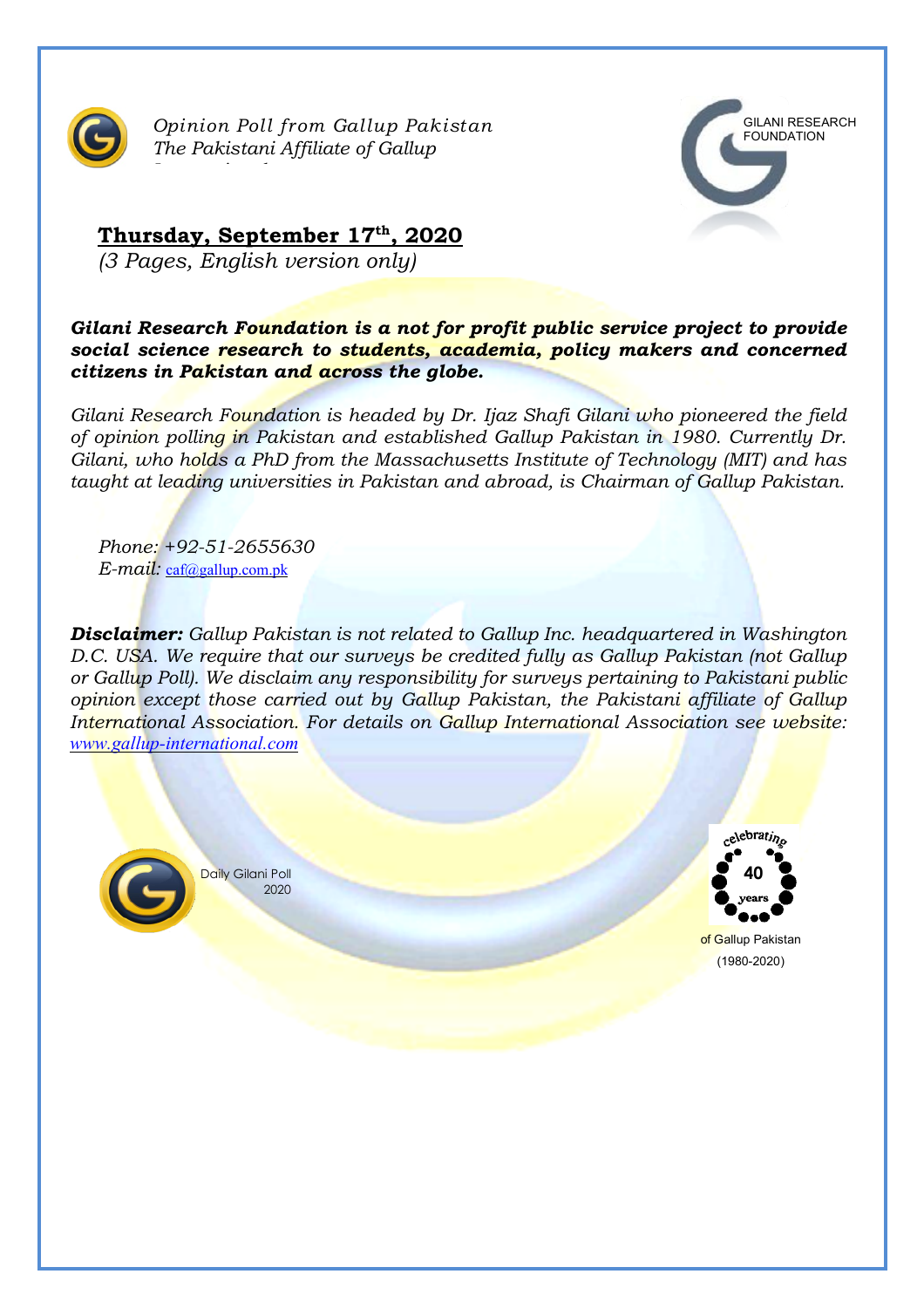*Opinion Poll from Gallup Pakistan*
*The Pakistani Affiliate of Gallup International*

GILANI RESEARCH FOUNDATION

## **Thursday, September 17th, 2020**

*(3 Pages, English version only)*

***Gilani Research Foundation is a not for profit public service project to provide social science research to students, academia, policy makers and concerned citizens in Pakistan and across the globe.***

*Gilani Research Foundation is headed by Dr. Ijaz Shafi Gilani who pioneered the field of opinion polling in Pakistan and established Gallup Pakistan in 1980. Currently Dr. Gilani, who holds a PhD from the Massachusetts Institute of Technology (MIT) and has taught at leading universities in Pakistan and abroad, is Chairman of Gallup Pakistan.*

*Phone: +92-51-2655630*
*E-mail:* caf@gallup.com.pk

***Disclaimer:*** *Gallup Pakistan is not related to Gallup Inc. headquartered in Washington D.C. USA. We require that our surveys be credited fully as Gallup Pakistan (not Gallup or Gallup Poll). We disclaim any responsibility for surveys pertaining to Pakistani public opinion except those carried out by Gallup Pakistan, the Pakistani affiliate of Gallup International Association. For details on Gallup International Association see website:* [www.gallup-international.com](www.gallup-international.com)

Daily Gilani Poll
2020

celebrating 40 years of Gallup Pakistan
(1980-2020)